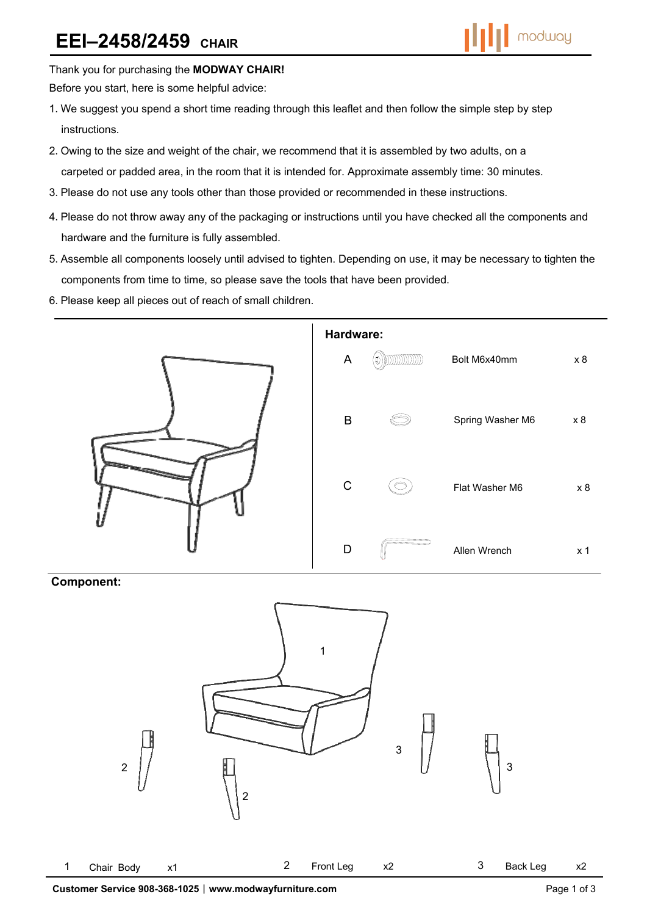# EEI–2458/2459 CHAIR

Thank you for purchasing the **MODWAY CHAIR!**

Before you start, here is some helpful advice:

1. We suggest you spend a short time reading through this leaflet and then follow the simple step by step instructions.
2. Owing to the size and weight of the chair, we recommend that it is assembled by two adults, on a carpeted or padded area, in the room that it is intended for. Approximate assembly time: 30 minutes.
3. Please do not use any tools other than those provided or recommended in these instructions.
4. Please do not throw away any of the packaging or instructions until you have checked all the components and hardware and the furniture is fully assembled.
5. Assemble all components loosely until advised to tighten. Depending on use, it may be necessary to tighten the components from time to time, so please save the tools that have been provided.
6. Please keep all pieces out of reach of small children.

**Hardware:**

| | Description | Qty |
|---|---|---|
| A | Bolt M6x40mm | x 8 |
| B | Spring Washer M6 | x 8 |
| C | Flat Washer M6 | x 8 |
| D | Allen Wrench | x 1 |

**Component:**

| | Description | Qty |
|---|---|---|
| 1 | Chair Body | x1 |
| 2 | Front Leg | x2 |
| 3 | Back Leg | x2 |

**Customer Service 908-368-1025 | www.modwayfurniture.com**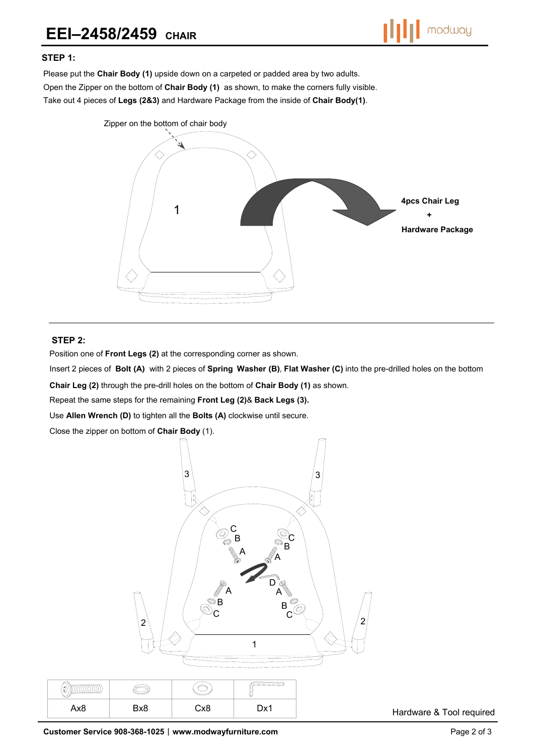# EEI–2458/2459 CHAIR

### STEP 1:

Please put the **Chair Body (1)** upside down on a carpeted or padded area by two adults.
Open the Zipper on the bottom of **Chair Body (1)** as shown, to make the corners fully visible.
Take out 4 pieces of **Legs (2&3)** and Hardware Package from the inside of **Chair Body(1)**.

Zipper on the bottom of chair body

1

**4pcs Chair Leg**
**+**
**Hardware Package**

### STEP 2:

Position one of **Front Legs (2)** at the corresponding corner as shown.
Insert 2 pieces of **Bolt (A)** with 2 pieces of **Spring Washer (B)**, **Flat Washer (C)** into the pre-drilled holes on the bottom **Chair Leg (2)** through the pre-drill holes on the bottom of **Chair Body (1)** as shown.
Repeat the same steps for the remaining **Front Leg (2)**& **Back Legs (3).**
Use **Allen Wrench (D)** to tighten all the **Bolts (A)** clockwise until secure.
Close the zipper on bottom of **Chair Body** (1).

| Ax8 | Bx8 | Cx8 | Dx1 |
|---|---|---|---|

Hardware & Tool required

**Customer Service 908-368-1025 | www.modwayfurniture.com**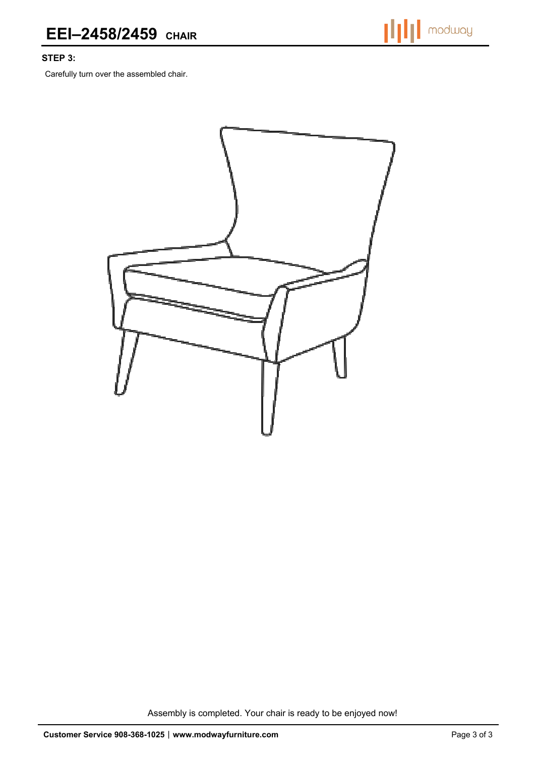# EEI–2458/2459 CHAIR

### STEP 3:

Carefully turn over the assembled chair.

Assembly is completed. Your chair is ready to be enjoyed now!

**Customer Service 908-368-1025 | www.modwayfurniture.com**